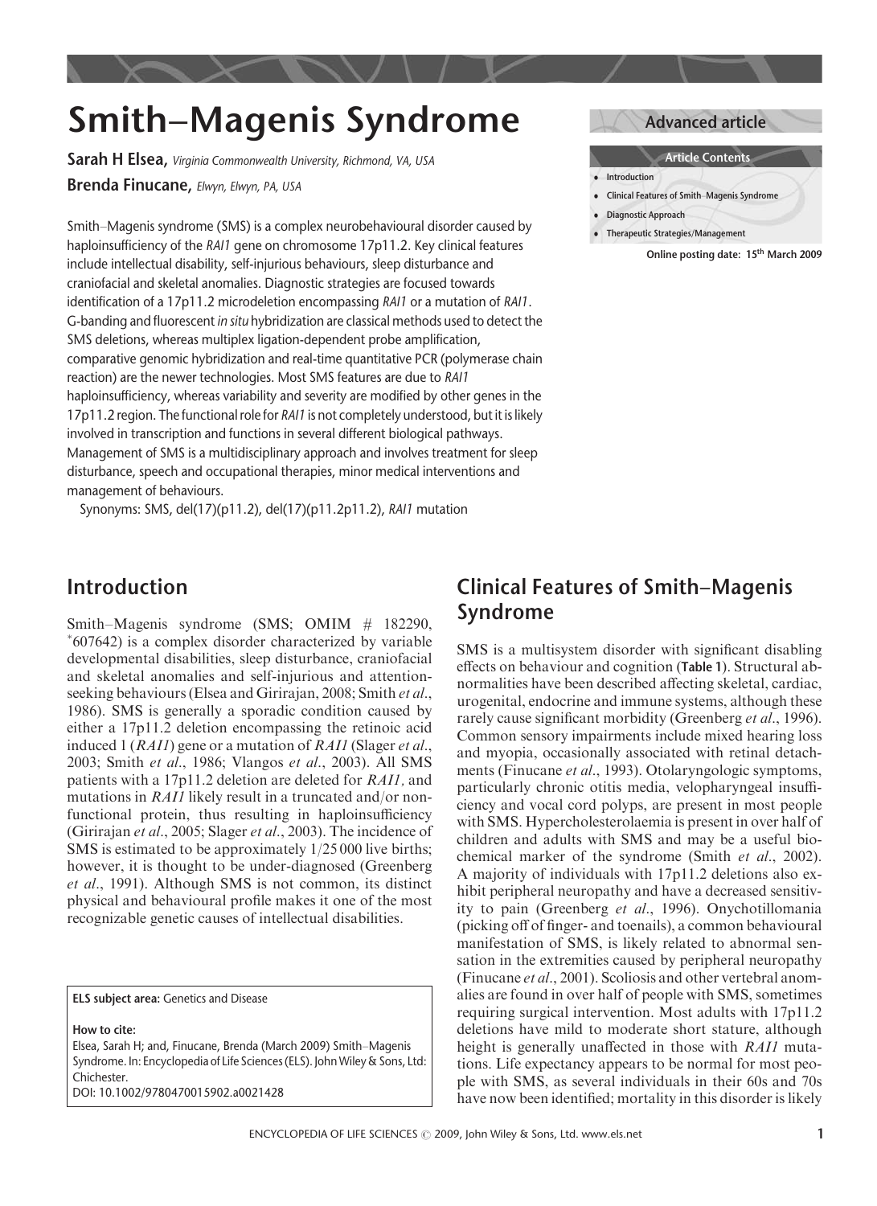# Smith–Magenis Syndrome

**Sarah H Elsea,** *Virginia Commonwealth University, Richmond, VA, USA*

**Brenda Finucane,** *Elwyn, Elwyn, PA, USA*

**Advanced article**

**Article Contents**

- Introduction
- Clinical Features of Smith–Magenis Syndrome
- Diagnostic Approach
- Therapeutic Strategies/Management

**Online posting date: 15th March 2009**

Smith–Magenis syndrome (SMS) is a complex neurobehavioural disorder caused by haploinsufficiency of the *RAI1* gene on chromosome 17p11.2. Key clinical features include intellectual disability, self-injurious behaviours, sleep disturbance and craniofacial and skeletal anomalies. Diagnostic strategies are focused towards identification of a 17p11.2 microdeletion encompassing *RAI1* or a mutation of *RAI1*. G-banding and fluorescent *in situ* hybridization are classical methods used to detect the SMS deletions, whereas multiplex ligation-dependent probe amplification, comparative genomic hybridization and real-time quantitative PCR (polymerase chain reaction) are the newer technologies. Most SMS features are due to *RAI1* haploinsufficiency, whereas variability and severity are modified by other genes in the 17p11.2 region. The functional role for *RAI1* is not completely understood, but it is likely involved in transcription and functions in several different biological pathways. Management of SMS is a multidisciplinary approach and involves treatment for sleep disturbance, speech and occupational therapies, minor medical interventions and management of behaviours.

Synonyms: SMS, del(17)(p11.2), del(17)(p11.2p11.2), *RAI1* mutation

## Introduction

Smith–Magenis syndrome (SMS; OMIM # 182290, *607642) is a complex disorder characterized by variable developmental disabilities, sleep disturbance, craniofacial and skeletal anomalies and self-injurious and attention-seeking behaviours (Elsea and Girirajan, 2008; Smith *et al*., 1986). SMS is generally a sporadic condition caused by either a 17p11.2 deletion encompassing the retinoic acid induced 1 (*RAI1*) gene or a mutation of *RAI1* (Slager *et al*., 2003; Smith *et al*., 1986; Vlangos *et al*., 2003). All SMS patients with a 17p11.2 deletion are deleted for *RAI1,* and mutations in *RAI1* likely result in a truncated and/or nonfunctional protein, thus resulting in haploinsufficiency (Girirajan *et al*., 2005; Slager *et al*., 2003). The incidence of SMS is estimated to be approximately 1/25 000 live births; however, it is thought to be under-diagnosed (Greenberg *et al*., 1991). Although SMS is not common, its distinct physical and behavioural profile makes it one of the most recognizable genetic causes of intellectual disabilities.

**ELS subject area:** Genetics and Disease

**How to cite:**
Elsea, Sarah H; and, Finucane, Brenda (March 2009) Smith–Magenis Syndrome. In: Encyclopedia of Life Sciences (ELS). John Wiley & Sons, Ltd: Chichester.
DOI: 10.1002/9780470015902.a0021428

## Clinical Features of Smith–Magenis Syndrome

SMS is a multisystem disorder with significant disabling effects on behaviour and cognition (**Table 1**). Structural abnormalities have been described affecting skeletal, cardiac, urogenital, endocrine and immune systems, although these rarely cause significant morbidity (Greenberg *et al*., 1996). Common sensory impairments include mixed hearing loss and myopia, occasionally associated with retinal detachments (Finucane *et al*., 1993). Otolaryngologic symptoms, particularly chronic otitis media, velopharyngeal insufficiency and vocal cord polyps, are present in most people with SMS. Hypercholesterolaemia is present in over half of children and adults with SMS and may be a useful biochemical marker of the syndrome (Smith *et al*., 2002). A majority of individuals with 17p11.2 deletions also exhibit peripheral neuropathy and have a decreased sensitivity to pain (Greenberg *et al*., 1996). Onychotillomania (picking off of finger- and toenails), a common behavioural manifestation of SMS, is likely related to abnormal sensation in the extremities caused by peripheral neuropathy (Finucane *et al*., 2001). Scoliosis and other vertebral anomalies are found in over half of people with SMS, sometimes requiring surgical intervention. Most adults with 17p11.2 deletions have mild to moderate short stature, although height is generally unaffected in those with *RAI1* mutations. Life expectancy appears to be normal for most people with SMS, as several individuals in their 60s and 70s have now been identified; mortality in this disorder is likely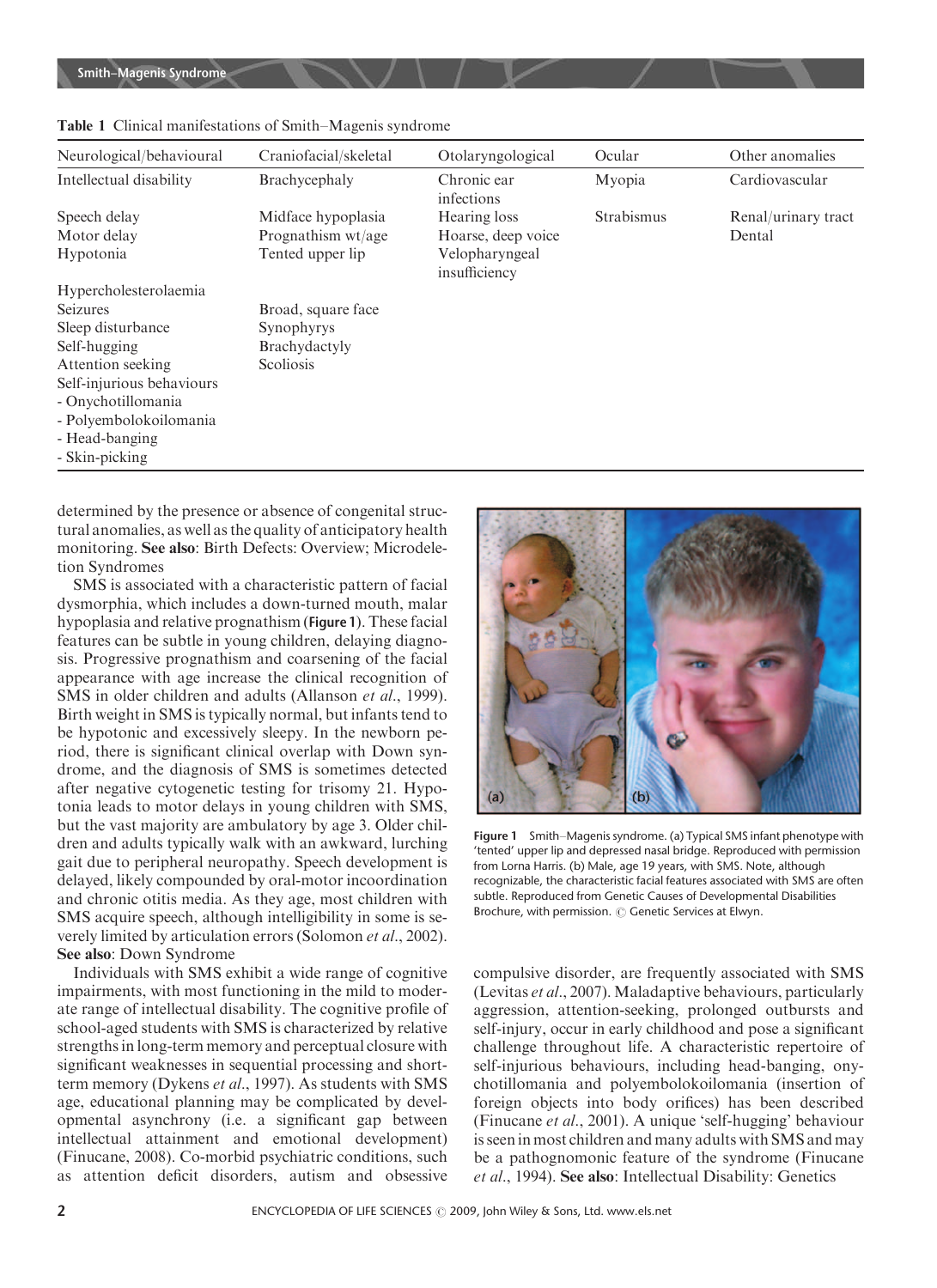Table 1 Clinical manifestations of Smith–Magenis syndrome

| Neurological/behavioural | Craniofacial/skeletal | Otolaryngological | Ocular | Other anomalies |
|---|---|---|---|---|
| Intellectual disability | Brachycephaly | Chronic ear infections | Myopia | Cardiovascular |
| Speech delay | Midface hypoplasia | Hearing loss | Strabismus | Renal/urinary tract |
| Motor delay | Prognathism wt/age | Hoarse, deep voice | | Dental |
| Hypotonia | Tented upper lip | Velopharyngeal insufficiency | | |
| Hypercholesterolaemia | | | | |
| Seizures | Broad, square face | | | |
| Sleep disturbance | Synophyrys | | | |
| Self-hugging | Brachydactyly | | | |
| Attention seeking | Scoliosis | | | |
| Self-injurious behaviours | | | | |
| - Onychotillomania | | | | |
| - Polyembolokoilomania | | | | |
| - Head-banging | | | | |
| - Skin-picking | | | | |

determined by the presence or absence of congenital structural anomalies, as well as the quality of anticipatory health monitoring. **See also**: Birth Defects: Overview; Microdeletion Syndromes

SMS is associated with a characteristic pattern of facial dysmorphia, which includes a down-turned mouth, malar hypoplasia and relative prognathism (**Figure 1**). These facial features can be subtle in young children, delaying diagnosis. Progressive prognathism and coarsening of the facial appearance with age increase the clinical recognition of SMS in older children and adults (Allanson *et al*., 1999). Birth weight in SMS is typically normal, but infants tend to be hypotonic and excessively sleepy. In the newborn period, there is significant clinical overlap with Down syndrome, and the diagnosis of SMS is sometimes detected after negative cytogenetic testing for trisomy 21. Hypotonia leads to motor delays in young children with SMS, but the vast majority are ambulatory by age 3. Older children and adults typically walk with an awkward, lurching gait due to peripheral neuropathy. Speech development is delayed, likely compounded by oral-motor incoordination and chronic otitis media. As they age, most children with SMS acquire speech, although intelligibility in some is severely limited by articulation errors (Solomon *et al*., 2002). **See also**: Down Syndrome

Individuals with SMS exhibit a wide range of cognitive impairments, with most functioning in the mild to moderate range of intellectual disability. The cognitive profile of school-aged students with SMS is characterized by relative strengths in long-term memory and perceptual closure with significant weaknesses in sequential processing and short-term memory (Dykens *et al*., 1997). As students with SMS age, educational planning may be complicated by developmental asynchrony (i.e. a significant gap between intellectual attainment and emotional development) (Finucane, 2008). Co-morbid psychiatric conditions, such as attention deficit disorders, autism and obsessive compulsive disorder, are frequently associated with SMS (Levitas *et al*., 2007). Maladaptive behaviours, particularly aggression, attention-seeking, prolonged outbursts and self-injury, occur in early childhood and pose a significant challenge throughout life. A characteristic repertoire of self-injurious behaviours, including head-banging, onychotillomania and polyembolokoilomania (insertion of foreign objects into body orifices) has been described (Finucane *et al*., 2001). A unique 'self-hugging' behaviour is seen in most children and many adults with SMS and may be a pathognomonic feature of the syndrome (Finucane *et al*., 1994). **See also**: Intellectual Disability: Genetics

**Figure 1** Smith–Magenis syndrome. (a) Typical SMS infant phenotype with 'tented' upper lip and depressed nasal bridge. Reproduced with permission from Lorna Harris. (b) Male, age 19 years, with SMS. Note, although recognizable, the characteristic facial features associated with SMS are often subtle. Reproduced from Genetic Causes of Developmental Disabilities Brochure, with permission. © Genetic Services at Elwyn.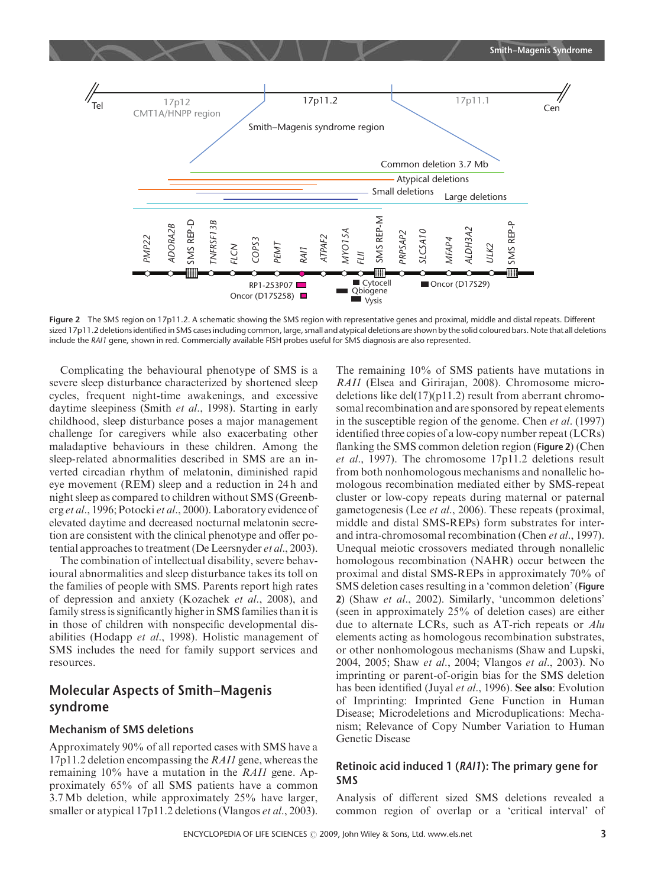**Figure 2** The SMS region on 17p11.2. A schematic showing the SMS region with representative genes and proximal, middle and distal repeats. Different sized 17p11.2 deletions identified in SMS cases including common, large, small and atypical deletions are shown by the solid coloured bars. Note that all deletions include the *RAI1* gene, shown in red. Commercially available FISH probes useful for SMS diagnosis are also represented.

Complicating the behavioural phenotype of SMS is a severe sleep disturbance characterized by shortened sleep cycles, frequent night-time awakenings, and excessive daytime sleepiness (Smith *et al.*, 1998). Starting in early childhood, sleep disturbance poses a major management challenge for caregivers while also exacerbating other maladaptive behaviours in these children. Among the sleep-related abnormalities described in SMS are an inverted circadian rhythm of melatonin, diminished rapid eye movement (REM) sleep and a reduction in 24 h and night sleep as compared to children without SMS (Greenberg *et al.*, 1996; Potocki *et al.*, 2000). Laboratory evidence of elevated daytime and decreased nocturnal melatonin secretion are consistent with the clinical phenotype and offer potential approaches to treatment (De Leersnyder *et al.*, 2003).

The combination of intellectual disability, severe behavioural abnormalities and sleep disturbance takes its toll on the families of people with SMS. Parents report high rates of depression and anxiety (Kozachek *et al.*, 2008), and family stress is significantly higher in SMS families than it is in those of children with nonspecific developmental disabilities (Hodapp *et al.*, 1998). Holistic management of SMS includes the need for family support services and resources.

## Molecular Aspects of Smith–Magenis syndrome

### Mechanism of SMS deletions

Approximately 90% of all reported cases with SMS have a 17p11.2 deletion encompassing the *RAI1* gene, whereas the remaining 10% have a mutation in the *RAI1* gene. Approximately 65% of all SMS patients have a common 3.7 Mb deletion, while approximately 25% have larger, smaller or atypical 17p11.2 deletions (Vlangos *et al.*, 2003). The remaining 10% of SMS patients have mutations in *RAI1* (Elsea and Girirajan, 2008). Chromosome microdeletions like del(17)(p11.2) result from aberrant chromosomal recombination and are sponsored by repeat elements in the susceptible region of the genome. Chen *et al.* (1997) identified three copies of a low-copy number repeat (LCRs) flanking the SMS common deletion region (**Figure 2**) (Chen *et al.*, 1997). The chromosome 17p11.2 deletions result from both nonhomologous mechanisms and nonallelic homologous recombination mediated either by SMS-repeat cluster or low-copy repeats during maternal or paternal gametogenesis (Lee *et al.*, 2006). These repeats (proximal, middle and distal SMS-REPs) form substrates for inter- and intra-chromosomal recombination (Chen *et al.*, 1997). Unequal meiotic crossovers mediated through nonallelic homologous recombination (NAHR) occur between the proximal and distal SMS-REPs in approximately 70% of SMS deletion cases resulting in a 'common deletion' (**Figure 2**) (Shaw *et al.*, 2002). Similarly, 'uncommon deletions' (seen in approximately 25% of deletion cases) are either due to alternate LCRs, such as AT-rich repeats or *Alu* elements acting as homologous recombination substrates, or other nonhomologous mechanisms (Shaw and Lupski, 2004, 2005; Shaw *et al.*, 2004; Vlangos *et al.*, 2003). No imprinting or parent-of-origin bias for the SMS deletion has been identified (Juyal *et al.*, 1996). **See also**: Evolution of Imprinting: Imprinted Gene Function in Human Disease; Microdeletions and Microduplications: Mechanism; Relevance of Copy Number Variation to Human Genetic Disease

### Retinoic acid induced 1 (*RAI1*): The primary gene for SMS

Analysis of different sized SMS deletions revealed a common region of overlap or a 'critical interval' of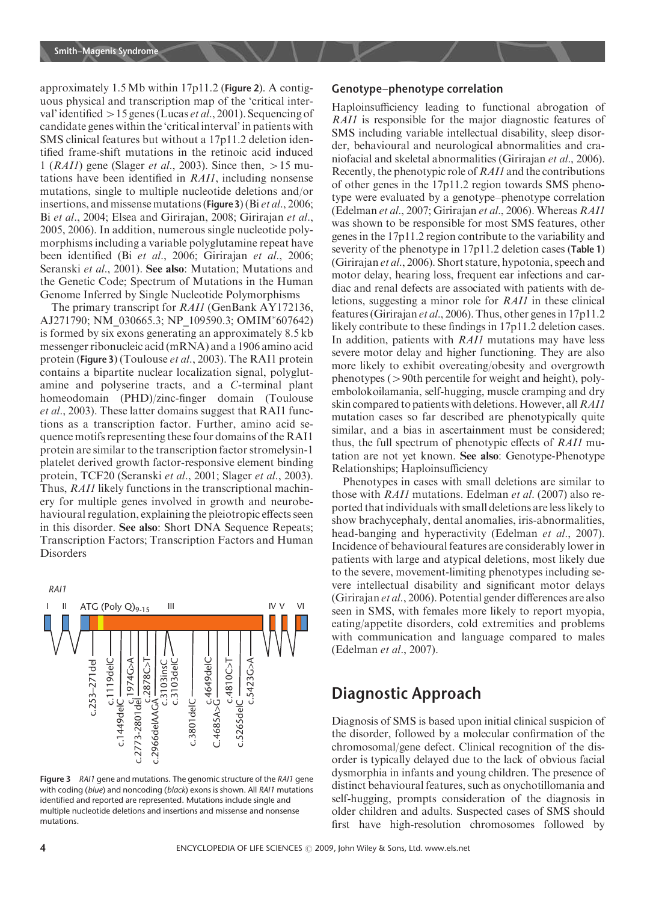approximately 1.5 Mb within 17p11.2 (**Figure 2**). A contiguous physical and transcription map of the 'critical interval' identified >15 genes (Lucas *et al*., 2001). Sequencing of candidate genes within the 'critical interval' in patients with SMS clinical features but without a 17p11.2 deletion identified frame-shift mutations in the retinoic acid induced 1 (*RAI1*) gene (Slager *et al*., 2003). Since then, >15 mutations have been identified in *RAI1*, including nonsense mutations, single to multiple nucleotide deletions and/or insertions, and missense mutations (**Figure 3**) (Bi *et al*., 2006; Bi *et al*., 2004; Elsea and Girirajan, 2008; Girirajan *et al*., 2005, 2006). In addition, numerous single nucleotide polymorphisms including a variable polyglutamine repeat have been identified (Bi *et al*., 2006; Girirajan *et al*., 2006; Seranski *et al*., 2001). **See also**: Mutation; Mutations and the Genetic Code; Spectrum of Mutations in the Human Genome Inferred by Single Nucleotide Polymorphisms

The primary transcript for *RAI1* (GenBank AY172136, AJ271790; NM_030665.3; NP_109590.3; OMIM*607642) is formed by six exons generating an approximately 8.5 kb messenger ribonucleic acid (mRNA) and a 1906 amino acid protein (**Figure 3**) (Toulouse *et al*., 2003). The RAI1 protein contains a bipartite nuclear localization signal, polyglutamine and polyserine tracts, and a *C*-terminal plant homeodomain (PHD)/zinc-finger domain (Toulouse *et al*., 2003). These latter domains suggest that RAI1 functions as a transcription factor. Further, amino acid sequence motifs representing these four domains of the RAI1 protein are similar to the transcription factor stromelysin-1 platelet derived growth factor-responsive element binding protein, TCF20 (Seranski *et al*., 2001; Slager *et al*., 2003). Thus, *RAI1* likely functions in the transcriptional machinery for multiple genes involved in growth and neurobehavioural regulation, explaining the pleiotropic effects seen in this disorder. **See also**: Short DNA Sequence Repeats; Transcription Factors; Transcription Factors and Human Disorders

**Figure 3** *RAI1* gene and mutations. The genomic structure of the *RAI1* gene with coding (*blue*) and noncoding (*black*) exons is shown. All *RAI1* mutations identified and reported are represented. Mutations include single and multiple nucleotide deletions and insertions and missense and nonsense mutations.

### Genotype–phenotype correlation

Haploinsufficiency leading to functional abrogation of *RAI1* is responsible for the major diagnostic features of SMS including variable intellectual disability, sleep disorder, behavioural and neurological abnormalities and craniofacial and skeletal abnormalities (Girirajan *et al*., 2006). Recently, the phenotypic role of *RAI1* and the contributions of other genes in the 17p11.2 region towards SMS phenotype were evaluated by a genotype–phenotype correlation (Edelman *et al*., 2007; Girirajan *et al*., 2006). Whereas *RAI1* was shown to be responsible for most SMS features, other genes in the 17p11.2 region contribute to the variability and severity of the phenotype in 17p11.2 deletion cases (**Table 1**) (Girirajan *et al*., 2006). Short stature, hypotonia, speech and motor delay, hearing loss, frequent ear infections and cardiac and renal defects are associated with patients with deletions, suggesting a minor role for *RAI1* in these clinical features (Girirajan *et al*., 2006). Thus, other genes in 17p11.2 likely contribute to these findings in 17p11.2 deletion cases. In addition, patients with *RAI1* mutations may have less severe motor delay and higher functioning. They are also more likely to exhibit overeating/obesity and overgrowth phenotypes (>90th percentile for weight and height), polyembolokoilamania, self-hugging, muscle cramping and dry skin compared to patients with deletions. However, all *RAI1* mutation cases so far described are phenotypically quite similar, and a bias in ascertainment must be considered; thus, the full spectrum of phenotypic effects of *RAI1* mutation are not yet known. **See also**: Genotype-Phenotype Relationships; Haploinsufficiency

Phenotypes in cases with small deletions are similar to those with *RAI1* mutations. Edelman *et al*. (2007) also reported that individuals with small deletions are less likely to show brachycephaly, dental anomalies, iris-abnormalities, head-banging and hyperactivity (Edelman *et al*., 2007). Incidence of behavioural features are considerably lower in patients with large and atypical deletions, most likely due to the severe, movement-limiting phenotypes including severe intellectual disability and significant motor delays (Girirajan *et al*., 2006). Potential gender differences are also seen in SMS, with females more likely to report myopia, eating/appetite disorders, cold extremities and problems with communication and language compared to males (Edelman *et al*., 2007).

## Diagnostic Approach

Diagnosis of SMS is based upon initial clinical suspicion of the disorder, followed by a molecular confirmation of the chromosomal/gene defect. Clinical recognition of the disorder is typically delayed due to the lack of obvious facial dysmorphia in infants and young children. The presence of distinct behavioural features, such as onychotillomania and self-hugging, prompts consideration of the diagnosis in older children and adults. Suspected cases of SMS should first have high-resolution chromosomes followed by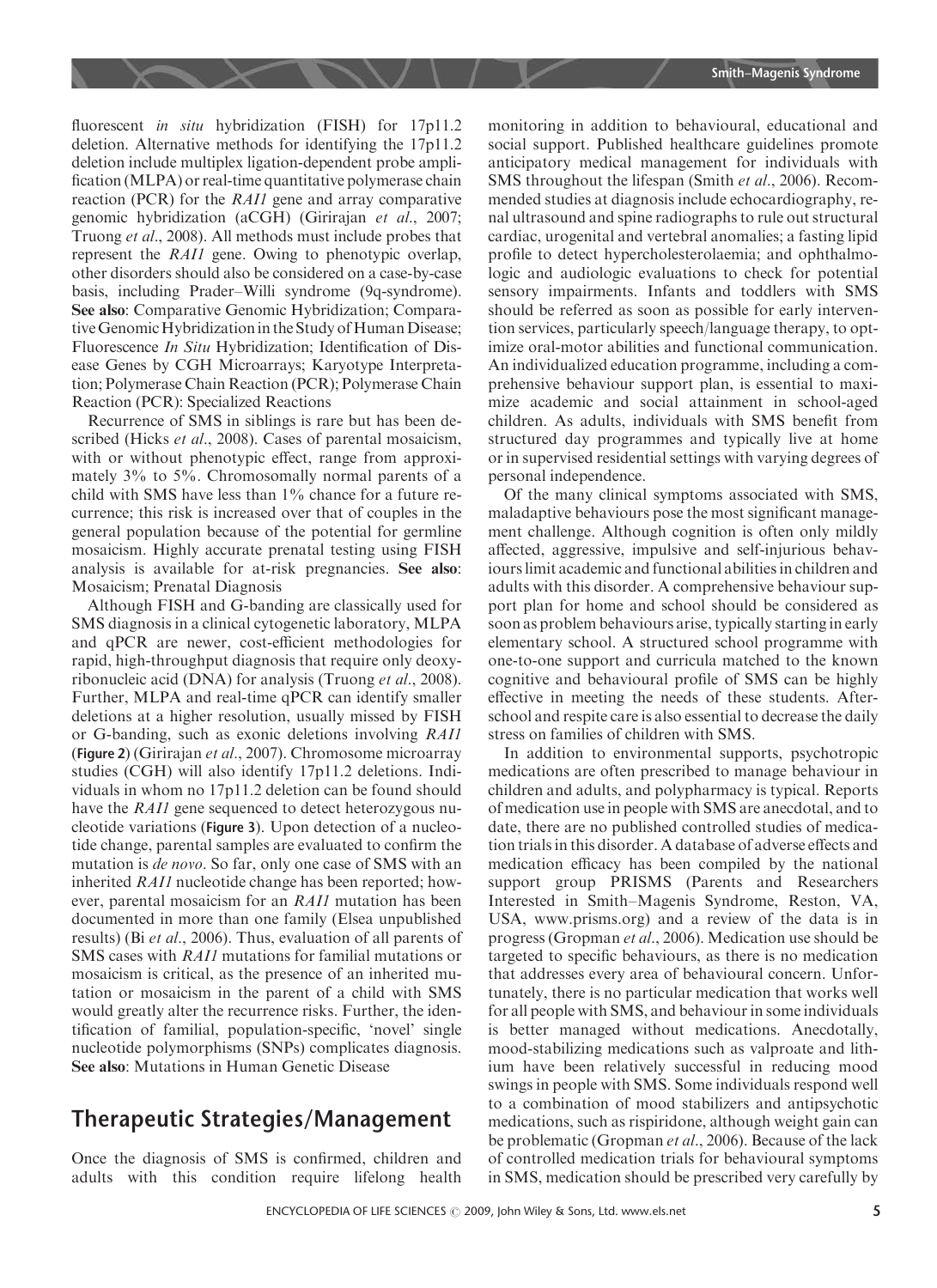fluorescent *in situ* hybridization (FISH) for 17p11.2 deletion. Alternative methods for identifying the 17p11.2 deletion include multiplex ligation-dependent probe amplification (MLPA) or real-time quantitative polymerase chain reaction (PCR) for the *RAI1* gene and array comparative genomic hybridization (aCGH) (Girirajan *et al*., 2007; Truong *et al*., 2008). All methods must include probes that represent the *RAI1* gene. Owing to phenotypic overlap, other disorders should also be considered on a case-by-case basis, including Prader–Willi syndrome (9q-syndrome). **See also**: Comparative Genomic Hybridization; Comparative Genomic Hybridization in the Study of Human Disease; Fluorescence *In Situ* Hybridization; Identification of Disease Genes by CGH Microarrays; Karyotype Interpretation; Polymerase Chain Reaction (PCR); Polymerase Chain Reaction (PCR): Specialized Reactions

Recurrence of SMS in siblings is rare but has been described (Hicks *et al*., 2008). Cases of parental mosaicism, with or without phenotypic effect, range from approximately 3% to 5%. Chromosomally normal parents of a child with SMS have less than 1% chance for a future recurrence; this risk is increased over that of couples in the general population because of the potential for germline mosaicism. Highly accurate prenatal testing using FISH analysis is available for at-risk pregnancies. **See also**: Mosaicism; Prenatal Diagnosis

Although FISH and G-banding are classically used for SMS diagnosis in a clinical cytogenetic laboratory, MLPA and qPCR are newer, cost-efficient methodologies for rapid, high-throughput diagnosis that require only deoxyribonucleic acid (DNA) for analysis (Truong *et al*., 2008). Further, MLPA and real-time qPCR can identify smaller deletions at a higher resolution, usually missed by FISH or G-banding, such as exonic deletions involving *RAI1* (**Figure 2**) (Girirajan *et al*., 2007). Chromosome microarray studies (CGH) will also identify 17p11.2 deletions. Individuals in whom no 17p11.2 deletion can be found should have the *RAI1* gene sequenced to detect heterozygous nucleotide variations (**Figure 3**). Upon detection of a nucleotide change, parental samples are evaluated to confirm the mutation is *de novo*. So far, only one case of SMS with an inherited *RAI1* nucleotide change has been reported; however, parental mosaicism for an *RAI1* mutation has been documented in more than one family (Elsea unpublished results) (Bi *et al*., 2006). Thus, evaluation of all parents of SMS cases with *RAI1* mutations for familial mutations or mosaicism is critical, as the presence of an inherited mutation or mosaicism in the parent of a child with SMS would greatly alter the recurrence risks. Further, the identification of familial, population-specific, 'novel' single nucleotide polymorphisms (SNPs) complicates diagnosis. **See also**: Mutations in Human Genetic Disease

## Therapeutic Strategies/Management

Once the diagnosis of SMS is confirmed, children and adults with this condition require lifelong health monitoring in addition to behavioural, educational and social support. Published healthcare guidelines promote anticipatory medical management for individuals with SMS throughout the lifespan (Smith *et al*., 2006). Recommended studies at diagnosis include echocardiography, renal ultrasound and spine radiographs to rule out structural cardiac, urogenital and vertebral anomalies; a fasting lipid profile to detect hypercholesterolaemia; and ophthalmologic and audiologic evaluations to check for potential sensory impairments. Infants and toddlers with SMS should be referred as soon as possible for early intervention services, particularly speech/language therapy, to optimize oral-motor abilities and functional communication. An individualized education programme, including a comprehensive behaviour support plan, is essential to maximize academic and social attainment in school-aged children. As adults, individuals with SMS benefit from structured day programmes and typically live at home or in supervised residential settings with varying degrees of personal independence.

Of the many clinical symptoms associated with SMS, maladaptive behaviours pose the most significant management challenge. Although cognition is often only mildly affected, aggressive, impulsive and self-injurious behaviours limit academic and functional abilities in children and adults with this disorder. A comprehensive behaviour support plan for home and school should be considered as soon as problem behaviours arise, typically starting in early elementary school. A structured school programme with one-to-one support and curricula matched to the known cognitive and behavioural profile of SMS can be highly effective in meeting the needs of these students. After-school and respite care is also essential to decrease the daily stress on families of children with SMS.

In addition to environmental supports, psychotropic medications are often prescribed to manage behaviour in children and adults, and polypharmacy is typical. Reports of medication use in people with SMS are anecdotal, and to date, there are no published controlled studies of medication trials in this disorder. A database of adverse effects and medication efficacy has been compiled by the national support group PRISMS (Parents and Researchers Interested in Smith–Magenis Syndrome, Reston, VA, USA, www.prisms.org) and a review of the data is in progress (Gropman *et al*., 2006). Medication use should be targeted to specific behaviours, as there is no medication that addresses every area of behavioural concern. Unfortunately, there is no particular medication that works well for all people with SMS, and behaviour in some individuals is better managed without medications. Anecdotally, mood-stabilizing medications such as valproate and lithium have been relatively successful in reducing mood swings in people with SMS. Some individuals respond well to a combination of mood stabilizers and antipsychotic medications, such as rispiridone, although weight gain can be problematic (Gropman *et al*., 2006). Because of the lack of controlled medication trials for behavioural symptoms in SMS, medication should be prescribed very carefully by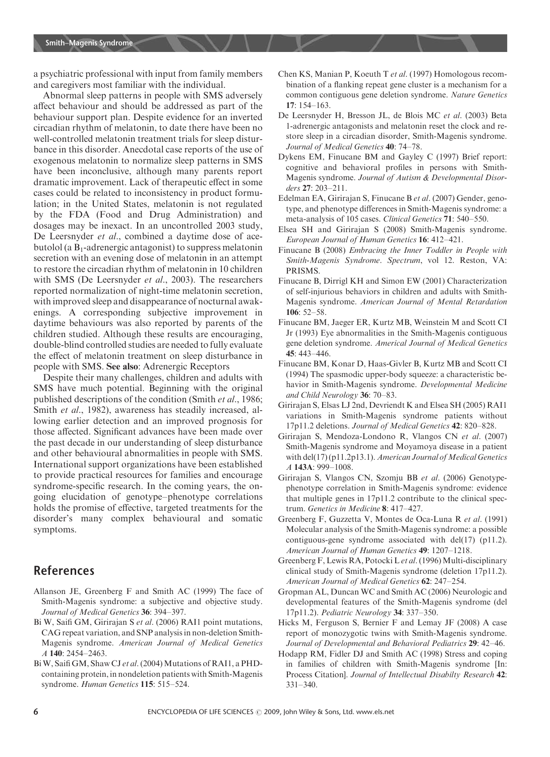a psychiatric professional with input from family members and caregivers most familiar with the individual.

Abnormal sleep patterns in people with SMS adversely affect behaviour and should be addressed as part of the behaviour support plan. Despite evidence for an inverted circadian rhythm of melatonin, to date there have been no well-controlled melatonin treatment trials for sleep disturbance in this disorder. Anecdotal case reports of the use of exogenous melatonin to normalize sleep patterns in SMS have been inconclusive, although many parents report dramatic improvement. Lack of therapeutic effect in some cases could be related to inconsistency in product formulation; in the United States, melatonin is not regulated by the FDA (Food and Drug Administration) and dosages may be inexact. In an uncontrolled 2003 study, De Leersnyder *et al*., combined a daytime dose of acebutolol (a $B_1$-adrenergic antagonist) to suppress melatonin secretion with an evening dose of melatonin in an attempt to restore the circadian rhythm of melatonin in 10 children with SMS (De Leersnyder *et al*., 2003). The researchers reported normalization of night-time melatonin secretion, with improved sleep and disappearance of nocturnal awakenings. A corresponding subjective improvement in daytime behaviours was also reported by parents of the children studied. Although these results are encouraging, double-blind controlled studies are needed to fully evaluate the effect of melatonin treatment on sleep disturbance in people with SMS. **See also**: Adrenergic Receptors

Despite their many challenges, children and adults with SMS have much potential. Beginning with the original published descriptions of the condition (Smith *et al*., 1986; Smith *et al*., 1982), awareness has steadily increased, allowing earlier detection and an improved prognosis for those affected. Significant advances have been made over the past decade in our understanding of sleep disturbance and other behavioural abnormalities in people with SMS. International support organizations have been established to provide practical resources for families and encourage syndrome-specific research. In the coming years, the ongoing elucidation of genotype–phenotype correlations holds the promise of effective, targeted treatments for the disorder's many complex behavioural and somatic symptoms.

## References

Allanson JE, Greenberg F and Smith AC (1999) The face of Smith-Magenis syndrome: a subjective and objective study. *Journal of Medical Genetics* **36**: 394–397.

Bi W, Saifi GM, Girirajan S *et al*. (2006) RAI1 point mutations, CAG repeat variation, and SNP analysis in non-deletion Smith-Magenis syndrome. *American Journal of Medical Genetics A* **140**: 2454–2463.

Bi W, Saifi GM, Shaw CJ *et al*. (2004) Mutations of RAI1, a PHD-containing protein, in nondeletion patients with Smith-Magenis syndrome. *Human Genetics* **115**: 515–524.

Chen KS, Manian P, Koeuth T *et al*. (1997) Homologous recombination of a flanking repeat gene cluster is a mechanism for a common contiguous gene deletion syndrome. *Nature Genetics* **17**: 154–163.

De Leersnyder H, Bresson JL, de Blois MC *et al*. (2003) Beta 1-adrenergic antagonists and melatonin reset the clock and restore sleep in a circadian disorder, Smith-Magenis syndrome. *Journal of Medical Genetics* **40**: 74–78.

Dykens EM, Finucane BM and Gayley C (1997) Brief report: cognitive and behavioral profiles in persons with Smith-Magenis syndrome. *Journal of Autism & Developmental Disorders* **27**: 203–211.

Edelman EA, Girirajan S, Finucane B *et al*. (2007) Gender, genotype, and phenotype differences in Smith-Magenis syndrome: a meta-analysis of 105 cases. *Clinical Genetics* **71**: 540–550.

Elsea SH and Girirajan S (2008) Smith-Magenis syndrome. *European Journal of Human Genetics* **16**: 412–421.

Finucane B (2008) *Embracing the Inner Toddler in People with Smith-Magenis Syndrome*. *Spectrum*, vol 12. Reston, VA: PRISMS.

Finucane B, Dirrigl KH and Simon EW (2001) Characterization of self-injurious behaviors in children and adults with Smith-Magenis syndrome. *American Journal of Mental Retardation* **106**: 52–58.

Finucane BM, Jaeger ER, Kurtz MB, Weinstein M and Scott CI Jr (1993) Eye abnormalities in the Smith-Magenis contiguous gene deletion syndrome. *Americal Journal of Medical Genetics* **45**: 443–446.

Finucane BM, Konar D, Haas-Givler B, Kurtz MB and Scott CI (1994) The spasmodic upper-body squeeze: a characteristic behavior in Smith-Magenis syndrome. *Developmental Medicine and Child Neurology* **36**: 70–83.

Girirajan S, Elsas LJ 2nd, Devriendt K and Elsea SH (2005) RAI1 variations in Smith-Magenis syndrome patients without 17p11.2 deletions. *Journal of Medical Genetics* **42**: 820–828.

Girirajan S, Mendoza-Londono R, Vlangos CN *et al*. (2007) Smith-Magenis syndrome and Moyamoya disease in a patient with del(17) (p11.2p13.1). *American Journal of Medical Genetics A* **143A**: 999–1008.

Girirajan S, Vlangos CN, Szomju BB *et al*. (2006) Genotype-phenotype correlation in Smith-Magenis syndrome: evidence that multiple genes in 17p11.2 contribute to the clinical spectrum. *Genetics in Medicine* **8**: 417–427.

Greenberg F, Guzzetta V, Montes de Oca-Luna R *et al*. (1991) Molecular analysis of the Smith-Magenis syndrome: a possible contiguous-gene syndrome associated with del(17) (p11.2). *American Journal of Human Genetics* **49**: 1207–1218.

Greenberg F, Lewis RA, Potocki L *et al*. (1996) Multi-disciplinary clinical study of Smith-Magenis syndrome (deletion 17p11.2). *American Journal of Medical Genetics* **62**: 247–254.

Gropman AL, Duncan WC and Smith AC (2006) Neurologic and developmental features of the Smith-Magenis syndrome (del 17p11.2). *Pediatric Neurology* **34**: 337–350.

Hicks M, Ferguson S, Bernier F and Lemay JF (2008) A case report of monozygotic twins with Smith-Magenis syndrome. *Journal of Developmental and Behavioral Pediatrics* **29**: 42–46.

Hodapp RM, Fidler DJ and Smith AC (1998) Stress and coping in families of children with Smith-Magenis syndrome [In: Process Citation]. *Journal of Intellectual Disabilty Research* **42**: 331–340.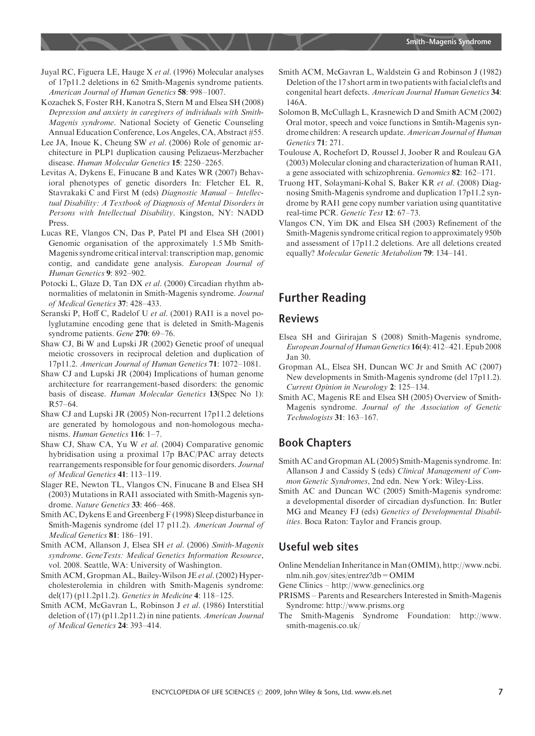Juyal RC, Figuera LE, Hauge X *et al*. (1996) Molecular analyses of 17p11.2 deletions in 62 Smith-Magenis syndrome patients. *American Journal of Human Genetics* **58**: 998–1007.

Kozachek S, Foster RH, Kanotra S, Stern M and Elsea SH (2008) *Depression and anxiety in caregivers of individuals with Smith-Magenis syndrome*. National Society of Genetic Counseling Annual Education Conference, Los Angeles, CA, Abstract #55.

Lee JA, Inoue K, Cheung SW *et al*. (2006) Role of genomic architecture in PLP1 duplication causing Pelizaeus-Merzbacher disease. *Human Molecular Genetics* **15**: 2250–2265.

Levitas A, Dykens E, Finucane B and Kates WR (2007) Behavioral phenotypes of genetic disorders In: Fletcher EL R, Stavrakaki C and First M (eds) *Diagnostic Manual – Intellectual Disability: A Textbook of Diagnosis of Mental Disorders in Persons with Intellectual Disability*. Kingston, NY: NADD Press.

Lucas RE, Vlangos CN, Das P, Patel PI and Elsea SH (2001) Genomic organisation of the approximately 1.5 Mb Smith-Magenis syndrome critical interval: transcription map, genomic contig, and candidate gene analysis. *European Journal of Human Genetics* **9**: 892–902.

Potocki L, Glaze D, Tan DX *et al*. (2000) Circadian rhythm abnormalities of melatonin in Smith-Magenis syndrome. *Journal of Medical Genetics* **37**: 428–433.

Seranski P, Hoff C, Radelof U *et al*. (2001) RAI1 is a novel polyglutamine encoding gene that is deleted in Smith-Magenis syndrome patients. *Gene* **270**: 69–76.

Shaw CJ, Bi W and Lupski JR (2002) Genetic proof of unequal meiotic crossovers in reciprocal deletion and duplication of 17p11.2. *American Journal of Human Genetics* **71**: 1072–1081.

Shaw CJ and Lupski JR (2004) Implications of human genome architecture for rearrangement-based disorders: the genomic basis of disease. *Human Molecular Genetics* **13**(Spec No 1): R57–64.

Shaw CJ and Lupski JR (2005) Non-recurrent 17p11.2 deletions are generated by homologous and non-homologous mechanisms. *Human Genetics* **116**: 1–7.

Shaw CJ, Shaw CA, Yu W *et al*. (2004) Comparative genomic hybridisation using a proximal 17p BAC/PAC array detects rearrangements responsible for four genomic disorders. *Journal of Medical Genetics* **41**: 113–119.

Slager RE, Newton TL, Vlangos CN, Finucane B and Elsea SH (2003) Mutations in RAI1 associated with Smith-Magenis syndrome. *Nature Genetics* **33**: 466–468.

Smith AC, Dykens E and Greenberg F (1998) Sleep disturbance in Smith-Magenis syndrome (del 17 p11.2). *American Journal of Medical Genetics* **81**: 186–191.

Smith ACM, Allanson J, Elsea SH *et al*. (2006) *Smith-Magenis syndrome*. *GeneTests: Medical Genetics Information Resource*, vol. 2008. Seattle, WA: University of Washington.

Smith ACM, Gropman AL, Bailey-Wilson JE *et al*. (2002) Hypercholesterolemia in children with Smith-Magenis syndrome: del(17) (p11.2p11.2). *Genetics in Medicine* **4**: 118–125.

Smith ACM, McGavran L, Robinson J *et al*. (1986) Interstitial deletion of (17) (p11.2p11.2) in nine patients. *American Journal of Medical Genetics* **24**: 393–414.

Smith ACM, McGavran L, Waldstein G and Robinson J (1982) Deletion of the 17 short arm in two patients with facial clefts and congenital heart defects. *American Journal Human Genetics* **34**: 146A.

Solomon B, McCullagh L, Krasnewich D and Smith ACM (2002) Oral motor, speech and voice functions in Smtih-Magenis syndrome children: A research update. *American Journal of Human Genetics* **71**: 271.

Toulouse A, Rochefort D, Roussel J, Joober R and Rouleau GA (2003) Molecular cloning and characterization of human RAI1, a gene associated with schizophrenia. *Genomics* **82**: 162–171.

Truong HT, Solaymani-Kohal S, Baker KR *et al*. (2008) Diagnosing Smith-Magenis syndrome and duplication 17p11.2 syndrome by RAI1 gene copy number variation using quantitative real-time PCR. *Genetic Test* **12**: 67–73.

Vlangos CN, Yim DK and Elsea SH (2003) Refinement of the Smith-Magenis syndrome critical region to approximately 950b and assessment of 17p11.2 deletions. Are all deletions created equally? *Molecular Genetic Metabolism* **79**: 134–141.

## Further Reading

### Reviews

Elsea SH and Girirajan S (2008) Smith-Magenis syndrome, *European Journal of Human Genetics* **16**(4): 412–421. Epub 2008 Jan 30.

Gropman AL, Elsea SH, Duncan WC Jr and Smith AC (2007) New developments in Smith-Magenis syndrome (del 17p11.2). *Current Opinion in Neurology* **2**: 125–134.

Smith AC, Magenis RE and Elsea SH (2005) Overview of Smith-Magenis syndrome. *Journal of the Association of Genetic Technologists* **31**: 163–167.

### Book Chapters

Smith AC and Gropman AL (2005) Smith-Magenis syndrome. In: Allanson J and Cassidy S (eds) *Clinical Management of Common Genetic Syndromes*, 2nd edn. New York: Wiley-Liss.

Smith AC and Duncan WC (2005) Smith-Magenis syndrome: a developmental disorder of circadian dysfunction. In: Butler MG and Meaney FJ (eds) *Genetics of Developmental Disabilities*. Boca Raton: Taylor and Francis group.

### Useful web sites

Online Mendelian Inheritance in Man (OMIM), http://www.ncbi.nlm.nih.gov/sites/entrez?db=OMIM

Gene Clinics – http://www.geneclinics.org

PRISMS – Parents and Researchers Interested in Smith-Magenis Syndrome: http://www.prisms.org

The Smith-Magenis Syndrome Foundation: http://www.smith-magenis.co.uk/